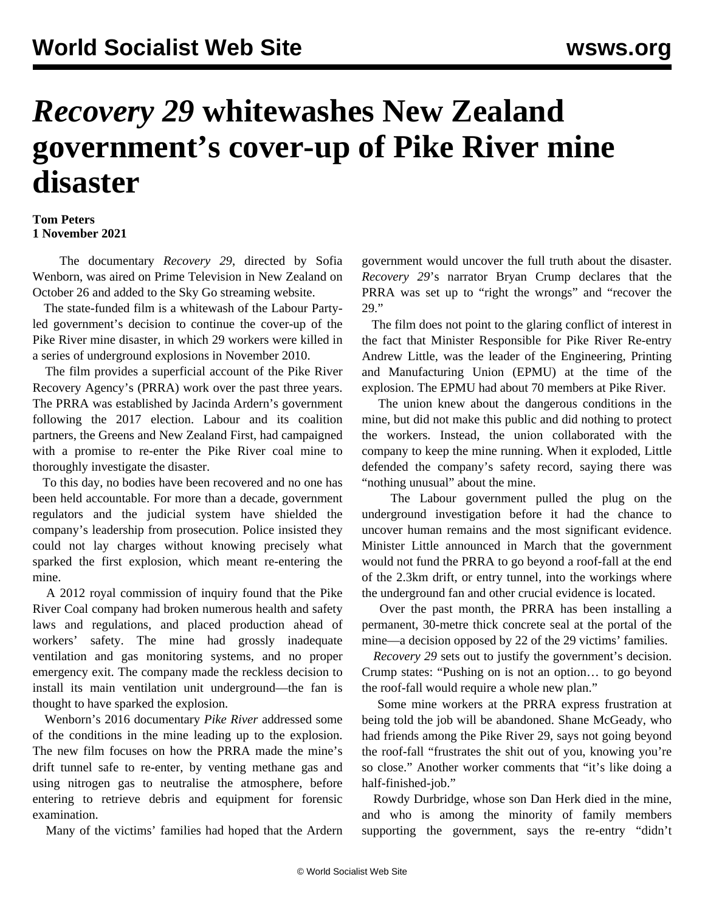# *Recovery 29* whitewashes New Zealand government's cover-up of Pike River mine disaster

**Tom Peters**
**1 November 2021**

The documentary *Recovery 29*, directed by Sofia Wenborn, was aired on Prime Television in New Zealand on October 26 and added to the Sky Go streaming website.

The state-funded film is a whitewash of the Labour Party-led government's decision to continue the cover-up of the Pike River mine disaster, in which 29 workers were killed in a series of underground explosions in November 2010.

The film provides a superficial account of the Pike River Recovery Agency's (PRRA) work over the past three years. The PRRA was established by Jacinda Ardern's government following the 2017 election. Labour and its coalition partners, the Greens and New Zealand First, had campaigned with a promise to re-enter the Pike River coal mine to thoroughly investigate the disaster.

To this day, no bodies have been recovered and no one has been held accountable. For more than a decade, government regulators and the judicial system have shielded the company's leadership from prosecution. Police insisted they could not lay charges without knowing precisely what sparked the first explosion, which meant re-entering the mine.

A 2012 royal commission of inquiry found that the Pike River Coal company had broken numerous health and safety laws and regulations, and placed production ahead of workers' safety. The mine had grossly inadequate ventilation and gas monitoring systems, and no proper emergency exit. The company made the reckless decision to install its main ventilation unit underground—the fan is thought to have sparked the explosion.

Wenborn's 2016 documentary *Pike River* addressed some of the conditions in the mine leading up to the explosion. The new film focuses on how the PRRA made the mine's drift tunnel safe to re-enter, by venting methane gas and using nitrogen gas to neutralise the atmosphere, before entering to retrieve debris and equipment for forensic examination.

Many of the victims' families had hoped that the Ardern government would uncover the full truth about the disaster. *Recovery 29*'s narrator Bryan Crump declares that the PRRA was set up to "right the wrongs" and "recover the 29."

The film does not point to the glaring conflict of interest in the fact that Minister Responsible for Pike River Re-entry Andrew Little, was the leader of the Engineering, Printing and Manufacturing Union (EPMU) at the time of the explosion. The EPMU had about 70 members at Pike River.

The union knew about the dangerous conditions in the mine, but did not make this public and did nothing to protect the workers. Instead, the union collaborated with the company to keep the mine running. When it exploded, Little defended the company's safety record, saying there was "nothing unusual" about the mine.

The Labour government pulled the plug on the underground investigation before it had the chance to uncover human remains and the most significant evidence. Minister Little announced in March that the government would not fund the PRRA to go beyond a roof-fall at the end of the 2.3km drift, or entry tunnel, into the workings where the underground fan and other crucial evidence is located.

Over the past month, the PRRA has been installing a permanent, 30-metre thick concrete seal at the portal of the mine—a decision opposed by 22 of the 29 victims' families.

*Recovery 29* sets out to justify the government's decision. Crump states: "Pushing on is not an option… to go beyond the roof-fall would require a whole new plan."

Some mine workers at the PRRA express frustration at being told the job will be abandoned. Shane McGeady, who had friends among the Pike River 29, says not going beyond the roof-fall "frustrates the shit out of you, knowing you're so close." Another worker comments that "it's like doing a half-finished-job."

Rowdy Durbridge, whose son Dan Herk died in the mine, and who is among the minority of family members supporting the government, says the re-entry "didn't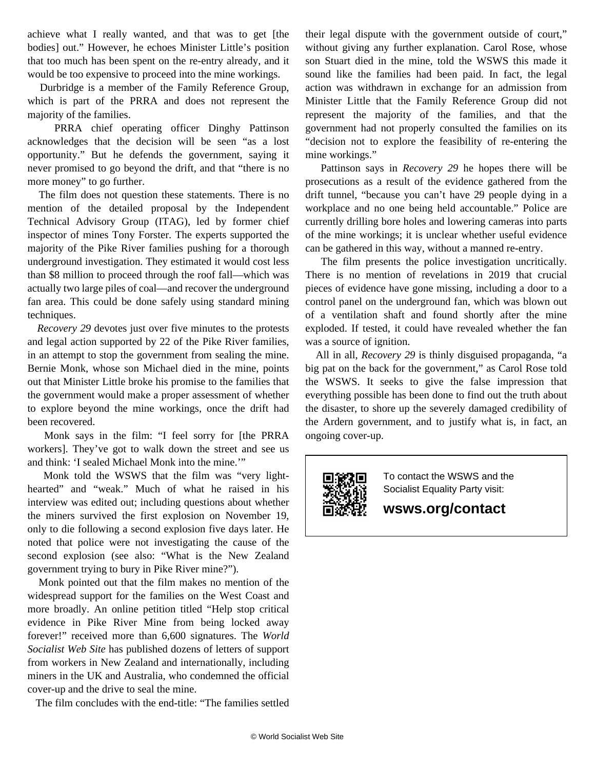achieve what I really wanted, and that was to get [the bodies] out." However, he echoes Minister Little's position that too much has been spent on the re-entry already, and it would be too expensive to proceed into the mine workings.

Durbridge is a member of the Family Reference Group, which is part of the PRRA and does not represent the majority of the families.

PRRA chief operating officer Dinghy Pattinson acknowledges that the decision will be seen "as a lost opportunity." But he defends the government, saying it never promised to go beyond the drift, and that "there is no more money" to go further.

The film does not question these statements. There is no mention of the detailed proposal by the Independent Technical Advisory Group (ITAG), led by former chief inspector of mines Tony Forster. The experts supported the majority of the Pike River families pushing for a thorough underground investigation. They estimated it would cost less than $8 million to proceed through the roof fall—which was actually two large piles of coal—and recover the underground fan area. This could be done safely using standard mining techniques.

*Recovery 29* devotes just over five minutes to the protests and legal action supported by 22 of the Pike River families, in an attempt to stop the government from sealing the mine. Bernie Monk, whose son Michael died in the mine, points out that Minister Little broke his promise to the families that the government would make a proper assessment of whether to explore beyond the mine workings, once the drift had been recovered.

Monk says in the film: "I feel sorry for [the PRRA workers]. They've got to walk down the street and see us and think: 'I sealed Michael Monk into the mine.'"

Monk told the WSWS that the film was "very light-hearted" and "weak." Much of what he raised in his interview was edited out; including questions about whether the miners survived the first explosion on November 19, only to die following a second explosion five days later. He noted that police were not investigating the cause of the second explosion (see also: "What is the New Zealand government trying to bury in Pike River mine?").

Monk pointed out that the film makes no mention of the widespread support for the families on the West Coast and more broadly. An online petition titled "Help stop critical evidence in Pike River Mine from being locked away forever!" received more than 6,600 signatures. The *World Socialist Web Site* has published dozens of letters of support from workers in New Zealand and internationally, including miners in the UK and Australia, who condemned the official cover-up and the drive to seal the mine.

The film concludes with the end-title: "The families settled their legal dispute with the government outside of court," without giving any further explanation. Carol Rose, whose son Stuart died in the mine, told the WSWS this made it sound like the families had been paid. In fact, the legal action was withdrawn in exchange for an admission from Minister Little that the Family Reference Group did not represent the majority of the families, and that the government had not properly consulted the families on its "decision not to explore the feasibility of re-entering the mine workings."

Pattinson says in *Recovery 29* he hopes there will be prosecutions as a result of the evidence gathered from the drift tunnel, "because you can't have 29 people dying in a workplace and no one being held accountable." Police are currently drilling bore holes and lowering cameras into parts of the mine workings; it is unclear whether useful evidence can be gathered in this way, without a manned re-entry.

The film presents the police investigation uncritically. There is no mention of revelations in 2019 that crucial pieces of evidence have gone missing, including a door to a control panel on the underground fan, which was blown out of a ventilation shaft and found shortly after the mine exploded. If tested, it could have revealed whether the fan was a source of ignition.

All in all, *Recovery 29* is thinly disguised propaganda, "a big pat on the back for the government," as Carol Rose told the WSWS. It seeks to give the false impression that everything possible has been done to find out the truth about the disaster, to shore up the severely damaged credibility of the Ardern government, and to justify what is, in fact, an ongoing cover-up.

To contact the WSWS and the Socialist Equality Party visit:

**wsws.org/contact**